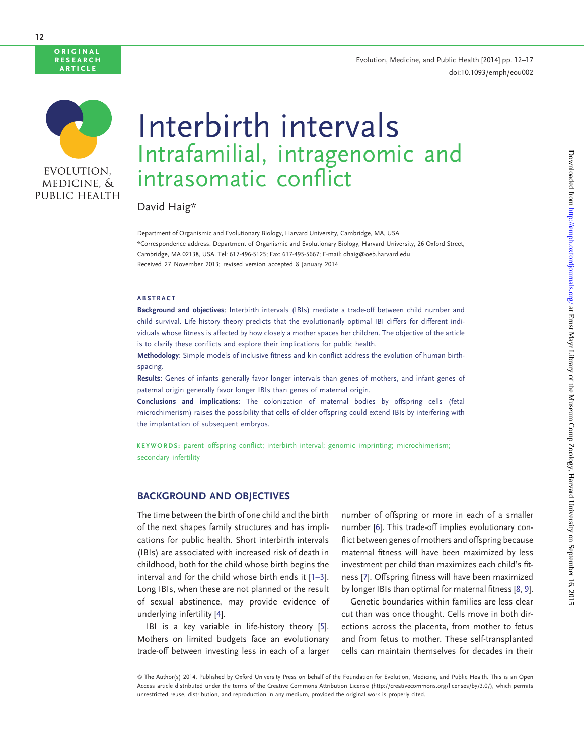ORIGINAL RESEARCH ARTICLE

# Interbirth intervals

## Intrafamilial, intragenomic and intrasomatic conflict

David Haig*

Department of Organismic and Evolutionary Biology, Harvard University, Cambridge, MA, USA

*Correspondence address. Department of Organismic and Evolutionary Biology, Harvard University, 26 Oxford Street, Cambridge, MA 02138, USA. Tel: 617-496-5125; Fax: 617-495-5667; E-mail: dhaig@oeb.harvard.edu

Received 27 November 2013; revised version accepted 8 January 2014

### ABSTRACT

**Background and objectives**: Interbirth intervals (IBIs) mediate a trade-off between child number and child survival. Life history theory predicts that the evolutionarily optimal IBI differs for different individuals whose fitness is affected by how closely a mother spaces her children. The objective of the article is to clarify these conflicts and explore their implications for public health.

**Methodology**: Simple models of inclusive fitness and kin conflict address the evolution of human birth-spacing.

**Results**: Genes of infants generally favor longer intervals than genes of mothers, and infant genes of paternal origin generally favor longer IBIs than genes of maternal origin.

**Conclusions and implications**: The colonization of maternal bodies by offspring cells (fetal microchimerism) raises the possibility that cells of older offspring could extend IBIs by interfering with the implantation of subsequent embryos.

**KEYWORDS:** parent–offspring conflict; interbirth interval; genomic imprinting; microchimerism; secondary infertility

## BACKGROUND AND OBJECTIVES

The time between the birth of one child and the birth of the next shapes family structures and has implications for public health. Short interbirth intervals (IBIs) are associated with increased risk of death in childhood, both for the child whose birth begins the interval and for the child whose birth ends it [1–3]. Long IBIs, when these are not planned or the result of sexual abstinence, may provide evidence of underlying infertility [4].

IBI is a key variable in life-history theory [5]. Mothers on limited budgets face an evolutionary trade-off between investing less in each of a larger number of offspring or more in each of a smaller number [6]. This trade-off implies evolutionary conflict between genes of mothers and offspring because maternal fitness will have been maximized by less investment per child than maximizes each child's fitness [7]. Offspring fitness will have been maximized by longer IBIs than optimal for maternal fitness [8, 9].

Genetic boundaries within families are less clear cut than was once thought. Cells move in both directions across the placenta, from mother to fetus and from fetus to mother. These self-transplanted cells can maintain themselves for decades in their

© The Author(s) 2014. Published by Oxford University Press on behalf of the Foundation for Evolution, Medicine, and Public Health. This is an Open Access article distributed under the terms of the Creative Commons Attribution License (http://creativecommons.org/licenses/by/3.0/), which permits unrestricted reuse, distribution, and reproduction in any medium, provided the original work is properly cited.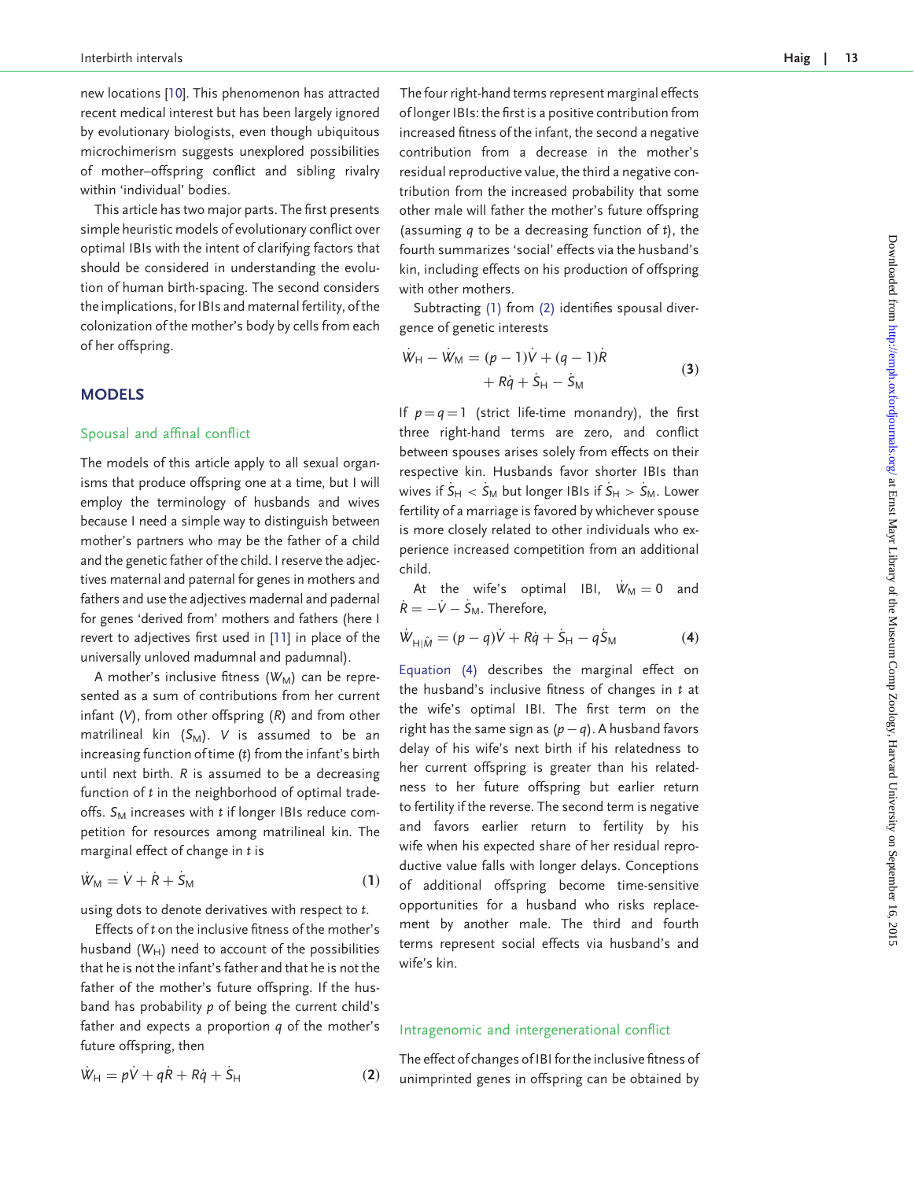new locations [10]. This phenomenon has attracted recent medical interest but has been largely ignored by evolutionary biologists, even though ubiquitous microchimerism suggests unexplored possibilities of mother–offspring conflict and sibling rivalry within 'individual' bodies.

This article has two major parts. The first presents simple heuristic models of evolutionary conflict over optimal IBIs with the intent of clarifying factors that should be considered in understanding the evolution of human birth-spacing. The second considers the implications, for IBIs and maternal fertility, of the colonization of the mother's body by cells from each of her offspring.

## MODELS

### Spousal and affinal conflict

The models of this article apply to all sexual organisms that produce offspring one at a time, but I will employ the terminology of husbands and wives because I need a simple way to distinguish between mother's partners who may be the father of a child and the genetic father of the child. I reserve the adjectives maternal and paternal for genes in mothers and fathers and use the adjectives madernal and padernal for genes 'derived from' mothers and fathers (here I revert to adjectives first used in [11] in place of the universally unloved madumnal and padumnal).

A mother's inclusive fitness ($W_M$) can be represented as a sum of contributions from her current infant ($V$), from other offspring ($R$) and from other matrilineal kin ($S_M$). $V$ is assumed to be an increasing function of time ($t$) from the infant's birth until next birth. $R$ is assumed to be a decreasing function of $t$ in the neighborhood of optimal trade-offs. $S_M$ increases with $t$ if longer IBIs reduce competition for resources among matrilineal kin. The marginal effect of change in $t$ is

$$\dot{W}_M = \dot{V} + \dot{R} + \dot{S}_M \quad (1)$$

using dots to denote derivatives with respect to $t$.

Effects of $t$ on the inclusive fitness of the mother's husband ($W_H$) need to account of the possibilities that he is not the infant's father and that he is not the father of the mother's future offspring. If the husband has probability $p$ of being the current child's father and expects a proportion $q$ of the mother's future offspring, then

$$\dot{W}_H = p\dot{V} + q\dot{R} + R\dot{q} + \dot{S}_H \quad (2)$$

The four right-hand terms represent marginal effects of longer IBIs: the first is a positive contribution from increased fitness of the infant, the second a negative contribution from a decrease in the mother's residual reproductive value, the third a negative contribution from the increased probability that some other male will father the mother's future offspring (assuming $q$ to be a decreasing function of $t$), the fourth summarizes 'social' effects via the husband's kin, including effects on his production of offspring with other mothers.

Subtracting (1) from (2) identifies spousal divergence of genetic interests

$$\dot{W}_H - \dot{W}_M = (p-1)\dot{V} + (q-1)\dot{R} + R\dot{q} + \dot{S}_H - \dot{S}_M \quad (3)$$

If $p = q = 1$ (strict life-time monandry), the first three right-hand terms are zero, and conflict between spouses arises solely from effects on their respective kin. Husbands favor shorter IBIs than wives if $\dot{S}_H < \dot{S}_M$ but longer IBIs if $\dot{S}_H > \dot{S}_M$. Lower fertility of a marriage is favored by whichever spouse is more closely related to other individuals who experience increased competition from an additional child.

At the wife's optimal IBI, $\dot{W}_M = 0$ and $\dot{R} = -\dot{V} - \dot{S}_M$. Therefore,

$$\dot{W}_{H|\hat{M}} = (p-q)\dot{V} + R\dot{q} + \dot{S}_H - q\dot{S}_M \quad (4)$$

Equation (4) describes the marginal effect on the husband's inclusive fitness of changes in $t$ at the wife's optimal IBI. The first term on the right has the same sign as $(p - q)$. A husband favors delay of his wife's next birth if his relatedness to her current offspring is greater than his relatedness to her future offspring but earlier return to fertility if the reverse. The second term is negative and favors earlier return to fertility by his wife when his expected share of her residual reproductive value falls with longer delays. Conceptions of additional offspring become time-sensitive opportunities for a husband who risks replacement by another male. The third and fourth terms represent social effects via husband's and wife's kin.

### Intragenomic and intergenerational conflict

The effect of changes of IBI for the inclusive fitness of unimprinted genes in offspring can be obtained by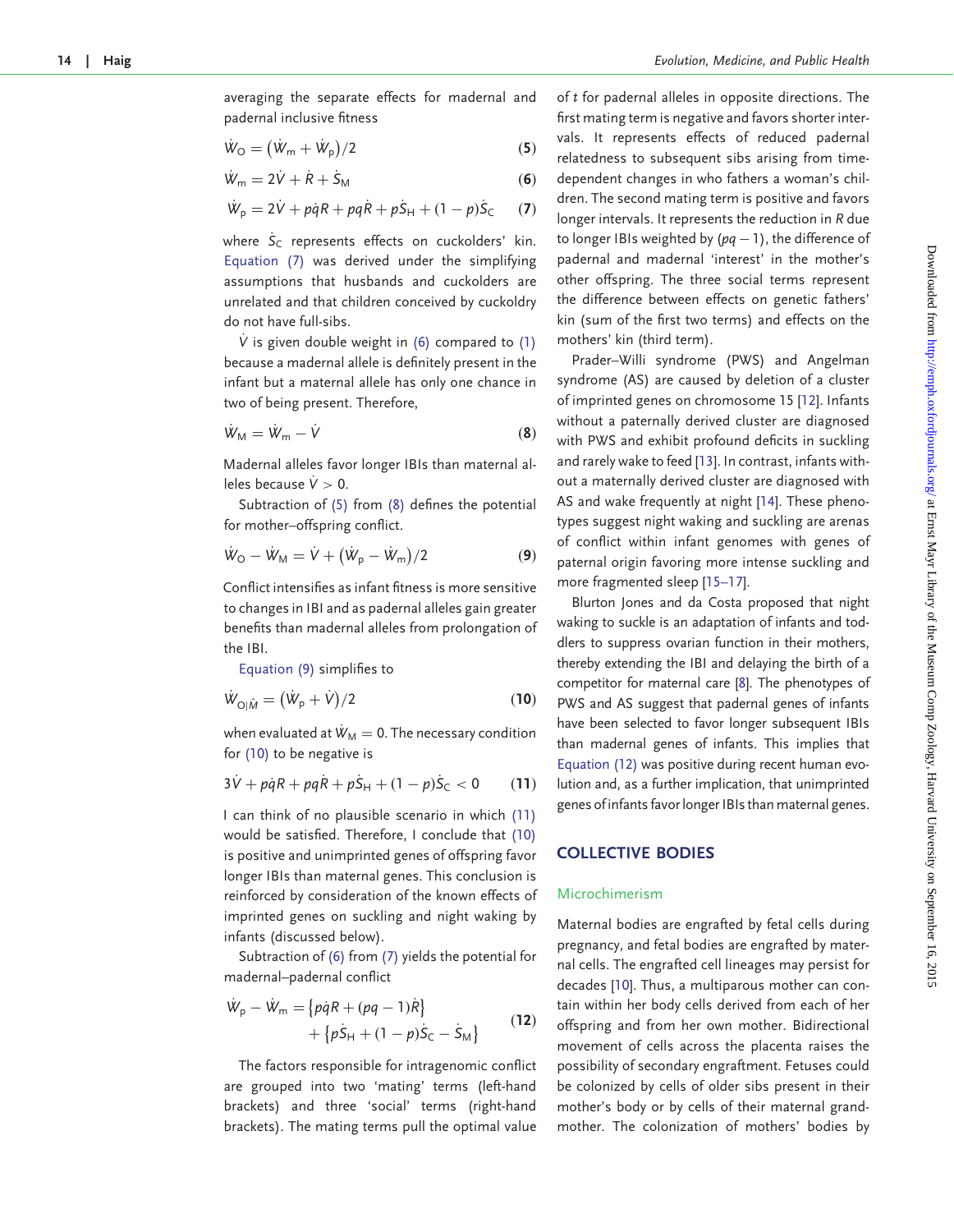averaging the separate effects for madernal and padernal inclusive fitness

$$\dot{W}_O = (\dot{W}_m + \dot{W}_p)/2 \quad (5)$$

$$\dot{W}_m = 2\dot{V} + \dot{R} + \dot{S}_M \quad (6)$$

$$\dot{W}_p = 2\dot{V} + p\dot{q}R + pq\dot{R} + p\dot{S}_H + (1-p)\dot{S}_C \quad (7)$$

where $\dot{S}_C$ represents effects on cuckolders' kin. Equation (7) was derived under the simplifying assumptions that husbands and cuckolders are unrelated and that children conceived by cuckoldry do not have full-sibs.

$\dot{V}$ is given double weight in (6) compared to (1) because a madernal allele is definitely present in the infant but a maternal allele has only one chance in two of being present. Therefore,

$$\dot{W}_M = \dot{W}_m - \dot{V} \quad (8)$$

Madernal alleles favor longer IBIs than maternal alleles because $\dot{V} > 0$.

Subtraction of (5) from (8) defines the potential for mother–offspring conflict.

$$\dot{W}_O - \dot{W}_M = \dot{V} + (\dot{W}_p - \dot{W}_m)/2 \quad (9)$$

Conflict intensifies as infant fitness is more sensitive to changes in IBI and as padernal alleles gain greater benefits than madernal alleles from prolongation of the IBI.

Equation (9) simplifies to

$$\dot{W}_{O|\hat{M}} = (\dot{W}_p + \dot{V})/2 \quad (10)$$

when evaluated at $\dot{W}_M = 0$. The necessary condition for (10) to be negative is

$$3\dot{V} + p\dot{q}R + pq\dot{R} + p\dot{S}_H + (1-p)\dot{S}_C < 0 \quad (11)$$

I can think of no plausible scenario in which (11) would be satisfied. Therefore, I conclude that (10) is positive and unimprinted genes of offspring favor longer IBIs than maternal genes. This conclusion is reinforced by consideration of the known effects of imprinted genes on suckling and night waking by infants (discussed below).

Subtraction of (6) from (7) yields the potential for madernal–padernal conflict

$$\dot{W}_p - \dot{W}_m = \{p\dot{q}R + (pq-1)\dot{R}\} + \{p\dot{S}_H + (1-p)\dot{S}_C - \dot{S}_M\} \quad (12)$$

The factors responsible for intragenomic conflict are grouped into two 'mating' terms (left-hand brackets) and three 'social' terms (right-hand brackets). The mating terms pull the optimal value of $t$ for padernal alleles in opposite directions. The first mating term is negative and favors shorter intervals. It represents effects of reduced padernal relatedness to subsequent sibs arising from time-dependent changes in who fathers a woman's children. The second mating term is positive and favors longer intervals. It represents the reduction in $R$ due to longer IBIs weighted by $(pq - 1)$, the difference of padernal and madernal 'interest' in the mother's other offspring. The three social terms represent the difference between effects on genetic fathers' kin (sum of the first two terms) and effects on the mothers' kin (third term).

Prader–Willi syndrome (PWS) and Angelman syndrome (AS) are caused by deletion of a cluster of imprinted genes on chromosome 15 [12]. Infants without a paternally derived cluster are diagnosed with PWS and exhibit profound deficits in suckling and rarely wake to feed [13]. In contrast, infants without a maternally derived cluster are diagnosed with AS and wake frequently at night [14]. These phenotypes suggest night waking and suckling are arenas of conflict within infant genomes with genes of paternal origin favoring more intense suckling and more fragmented sleep [15–17].

Blurton Jones and da Costa proposed that night waking to suckle is an adaptation of infants and toddlers to suppress ovarian function in their mothers, thereby extending the IBI and delaying the birth of a competitor for maternal care [8]. The phenotypes of PWS and AS suggest that padernal genes of infants have been selected to favor longer subsequent IBIs than madernal genes of infants. This implies that Equation (12) was positive during recent human evolution and, as a further implication, that unimprinted genes of infants favor longer IBIs than maternal genes.

## COLLECTIVE BODIES

### Microchimerism

Maternal bodies are engrafted by fetal cells during pregnancy, and fetal bodies are engrafted by maternal cells. The engrafted cell lineages may persist for decades [10]. Thus, a multiparous mother can contain within her body cells derived from each of her offspring and from her own mother. Bidirectional movement of cells across the placenta raises the possibility of secondary engraftment. Fetuses could be colonized by cells of older sibs present in their mother's body or by cells of their maternal grandmother. The colonization of mothers' bodies by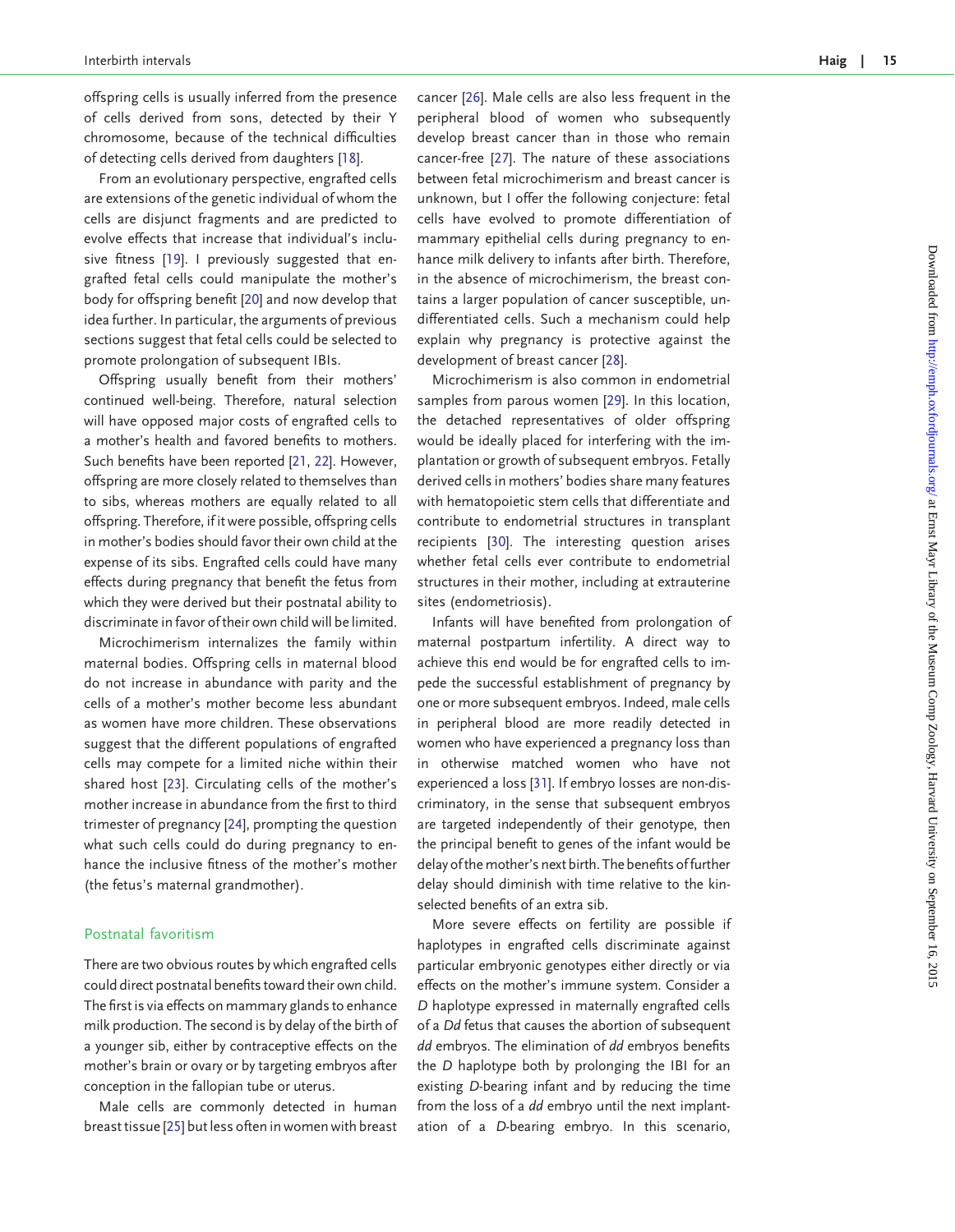offspring cells is usually inferred from the presence of cells derived from sons, detected by their Y chromosome, because of the technical difficulties of detecting cells derived from daughters [18].

From an evolutionary perspective, engrafted cells are extensions of the genetic individual of whom the cells are disjunct fragments and are predicted to evolve effects that increase that individual's inclusive fitness [19]. I previously suggested that engrafted fetal cells could manipulate the mother's body for offspring benefit [20] and now develop that idea further. In particular, the arguments of previous sections suggest that fetal cells could be selected to promote prolongation of subsequent IBIs.

Offspring usually benefit from their mothers' continued well-being. Therefore, natural selection will have opposed major costs of engrafted cells to a mother's health and favored benefits to mothers. Such benefits have been reported [21, 22]. However, offspring are more closely related to themselves than to sibs, whereas mothers are equally related to all offspring. Therefore, if it were possible, offspring cells in mother's bodies should favor their own child at the expense of its sibs. Engrafted cells could have many effects during pregnancy that benefit the fetus from which they were derived but their postnatal ability to discriminate in favor of their own child will be limited.

Microchimerism internalizes the family within maternal bodies. Offspring cells in maternal blood do not increase in abundance with parity and the cells of a mother's mother become less abundant as women have more children. These observations suggest that the different populations of engrafted cells may compete for a limited niche within their shared host [23]. Circulating cells of the mother's mother increase in abundance from the first to third trimester of pregnancy [24], prompting the question what such cells could do during pregnancy to enhance the inclusive fitness of the mother's mother (the fetus's maternal grandmother).

## Postnatal favoritism

There are two obvious routes by which engrafted cells could direct postnatal benefits toward their own child. The first is via effects on mammary glands to enhance milk production. The second is by delay of the birth of a younger sib, either by contraceptive effects on the mother's brain or ovary or by targeting embryos after conception in the fallopian tube or uterus.

Male cells are commonly detected in human breast tissue [25] but less often in women with breast cancer [26]. Male cells are also less frequent in the peripheral blood of women who subsequently develop breast cancer than in those who remain cancer-free [27]. The nature of these associations between fetal microchimerism and breast cancer is unknown, but I offer the following conjecture: fetal cells have evolved to promote differentiation of mammary epithelial cells during pregnancy to enhance milk delivery to infants after birth. Therefore, in the absence of microchimerism, the breast contains a larger population of cancer susceptible, undifferentiated cells. Such a mechanism could help explain why pregnancy is protective against the development of breast cancer [28].

Microchimerism is also common in endometrial samples from parous women [29]. In this location, the detached representatives of older offspring would be ideally placed for interfering with the implantation or growth of subsequent embryos. Fetally derived cells in mothers' bodies share many features with hematopoietic stem cells that differentiate and contribute to endometrial structures in transplant recipients [30]. The interesting question arises whether fetal cells ever contribute to endometrial structures in their mother, including at extrauterine sites (endometriosis).

Infants will have benefited from prolongation of maternal postpartum infertility. A direct way to achieve this end would be for engrafted cells to impede the successful establishment of pregnancy by one or more subsequent embryos. Indeed, male cells in peripheral blood are more readily detected in women who have experienced a pregnancy loss than in otherwise matched women who have not experienced a loss [31]. If embryo losses are non-discriminatory, in the sense that subsequent embryos are targeted independently of their genotype, then the principal benefit to genes of the infant would be delay of the mother's next birth. The benefits of further delay should diminish with time relative to the kin-selected benefits of an extra sib.

More severe effects on fertility are possible if haplotypes in engrafted cells discriminate against particular embryonic genotypes either directly or via effects on the mother's immune system. Consider a *D* haplotype expressed in maternally engrafted cells of a *Dd* fetus that causes the abortion of subsequent *dd* embryos. The elimination of *dd* embryos benefits the *D* haplotype both by prolonging the IBI for an existing *D*-bearing infant and by reducing the time from the loss of a *dd* embryo until the next implantation of a *D*-bearing embryo. In this scenario,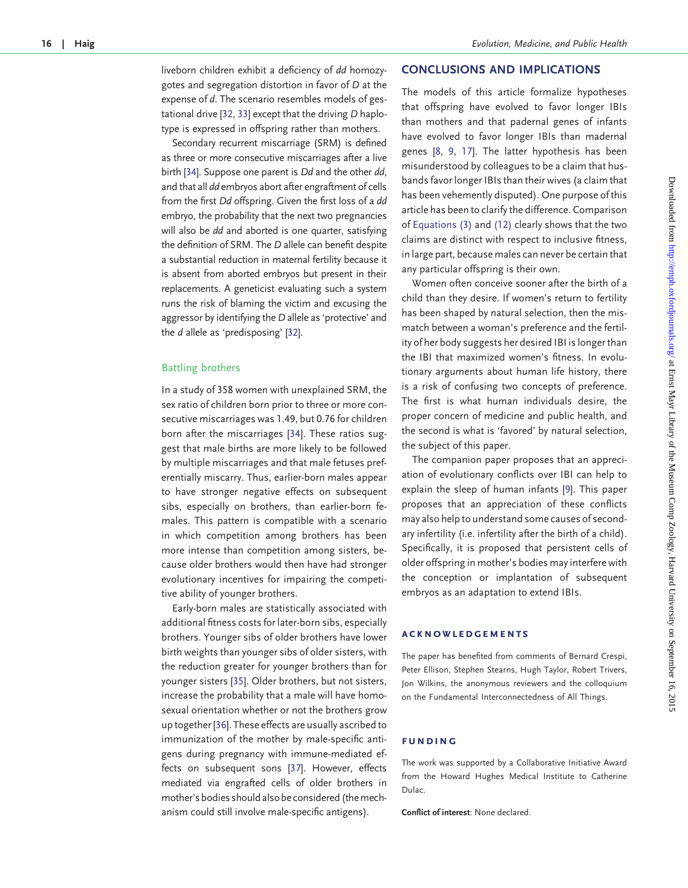liveborn children exhibit a deficiency of *dd* homozygotes and segregation distortion in favor of *D* at the expense of *d*. The scenario resembles models of gestational drive [32, 33] except that the driving *D* haplotype is expressed in offspring rather than mothers.

Secondary recurrent miscarriage (SRM) is defined as three or more consecutive miscarriages after a live birth [34]. Suppose one parent is *Dd* and the other *dd*, and that all *dd* embryos abort after engraftment of cells from the first *Dd* offspring. Given the first loss of a *dd* embryo, the probability that the next two pregnancies will also be *dd* and aborted is one quarter, satisfying the definition of SRM. The *D* allele can benefit despite a substantial reduction in maternal fertility because it is absent from aborted embryos but present in their replacements. A geneticist evaluating such a system runs the risk of blaming the victim and excusing the aggressor by identifying the *D* allele as 'protective' and the *d* allele as 'predisposing' [32].

### Battling brothers

In a study of 358 women with unexplained SRM, the sex ratio of children born prior to three or more consecutive miscarriages was 1.49, but 0.76 for children born after the miscarriages [34]. These ratios suggest that male births are more likely to be followed by multiple miscarriages and that male fetuses preferentially miscarry. Thus, earlier-born males appear to have stronger negative effects on subsequent sibs, especially on brothers, than earlier-born females. This pattern is compatible with a scenario in which competition among brothers has been more intense than competition among sisters, because older brothers would then have had stronger evolutionary incentives for impairing the competitive ability of younger brothers.

Early-born males are statistically associated with additional fitness costs for later-born sibs, especially brothers. Younger sibs of older brothers have lower birth weights than younger sibs of older sisters, with the reduction greater for younger brothers than for younger sisters [35]. Older brothers, but not sisters, increase the probability that a male will have homosexual orientation whether or not the brothers grow up together [36]. These effects are usually ascribed to immunization of the mother by male-specific antigens during pregnancy with immune-mediated effects on subsequent sons [37]. However, effects mediated via engrafted cells of older brothers in mother's bodies should also be considered (the mechanism could still involve male-specific antigens).

## CONCLUSIONS AND IMPLICATIONS

The models of this article formalize hypotheses that offspring have evolved to favor longer IBIs than mothers and that padernal genes of infants have evolved to favor longer IBIs than madernal genes [8, 9, 17]. The latter hypothesis has been misunderstood by colleagues to be a claim that husbands favor longer IBIs than their wives (a claim that has been vehemently disputed). One purpose of this article has been to clarify the difference. Comparison of Equations (3) and (12) clearly shows that the two claims are distinct with respect to inclusive fitness, in large part, because males can never be certain that any particular offspring is their own.

Women often conceive sooner after the birth of a child than they desire. If women's return to fertility has been shaped by natural selection, then the mismatch between a woman's preference and the fertility of her body suggests her desired IBI is longer than the IBI that maximized women's fitness. In evolutionary arguments about human life history, there is a risk of confusing two concepts of preference. The first is what human individuals desire, the proper concern of medicine and public health, and the second is what is 'favored' by natural selection, the subject of this paper.

The companion paper proposes that an appreciation of evolutionary conflicts over IBI can help to explain the sleep of human infants [9]. This paper proposes that an appreciation of these conflicts may also help to understand some causes of secondary infertility (i.e. infertility after the birth of a child). Specifically, it is proposed that persistent cells of older offspring in mother's bodies may interfere with the conception or implantation of subsequent embryos as an adaptation to extend IBIs.

## ACKNOWLEDGEMENTS

The paper has benefited from comments of Bernard Crespi, Peter Ellison, Stephen Stearns, Hugh Taylor, Robert Trivers, Jon Wilkins, the anonymous reviewers and the colloquium on the Fundamental Interconnectedness of All Things.

## FUNDING

The work was supported by a Collaborative Initiative Award from the Howard Hughes Medical Institute to Catherine Dulac.

**Conflict of interest**: None declared.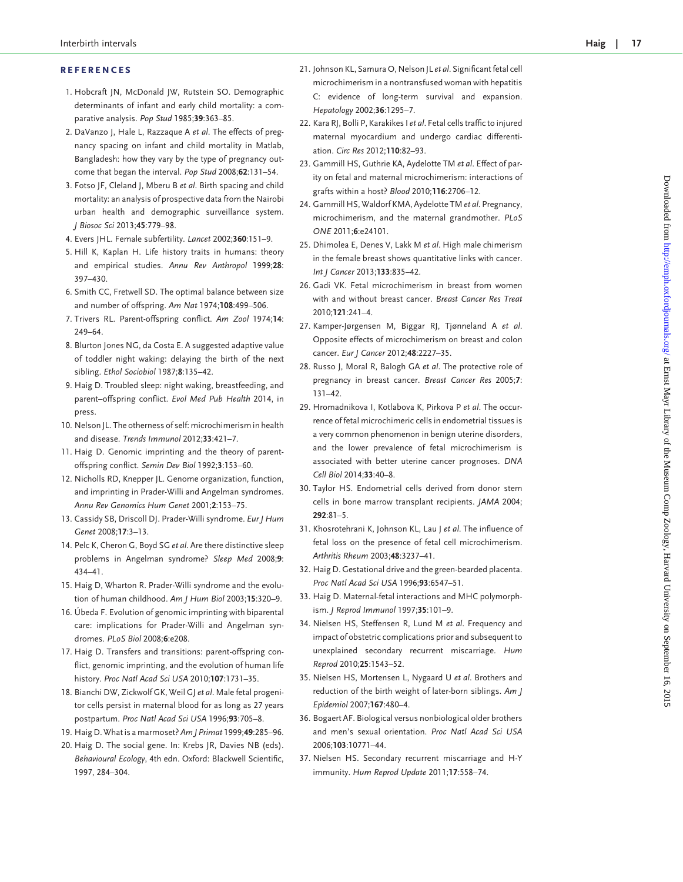## REFERENCES

1. Hobcraft JN, McDonald JW, Rutstein SO. Demographic determinants of infant and early child mortality: a comparative analysis. *Pop Stud* 1985;**39**:363–85.
2. DaVanzo J, Hale L, Razzaque A *et al*. The effects of pregnancy spacing on infant and child mortality in Matlab, Bangladesh: how they vary by the type of pregnancy outcome that began the interval. *Pop Stud* 2008;**62**:131–54.
3. Fotso JF, Cleland J, Mberu B *et al*. Birth spacing and child mortality: an analysis of prospective data from the Nairobi urban health and demographic surveillance system. *J Biosoc Sci* 2013;**45**:779–98.
4. Evers JHL. Female subfertility. *Lancet* 2002;**360**:151–9.
5. Hill K, Kaplan H. Life history traits in humans: theory and empirical studies. *Annu Rev Anthropol* 1999;**28**: 397–430.
6. Smith CC, Fretwell SD. The optimal balance between size and number of offspring. *Am Nat* 1974;**108**:499–506.
7. Trivers RL. Parent-offspring conflict. *Am Zool* 1974;**14**: 249–64.
8. Blurton Jones NG, da Costa E. A suggested adaptive value of toddler night waking: delaying the birth of the next sibling. *Ethol Sociobiol* 1987;**8**:135–42.
9. Haig D. Troubled sleep: night waking, breastfeeding, and parent–offspring conflict. *Evol Med Pub Health* 2014, in press.
10. Nelson JL. The otherness of self: microchimerism in health and disease. *Trends Immunol* 2012;**33**:421–7.
11. Haig D. Genomic imprinting and the theory of parent-offspring conflict. *Semin Dev Biol* 1992;**3**:153–60.
12. Nicholls RD, Knepper JL. Genome organization, function, and imprinting in Prader-Willi and Angelman syndromes. *Annu Rev Genomics Hum Genet* 2001;**2**:153–75.
13. Cassidy SB, Driscoll DJ. Prader-Willi syndrome. *Eur J Hum Genet* 2008;**17**:3–13.
14. Pelc K, Cheron G, Boyd SG *et al*. Are there distinctive sleep problems in Angelman syndrome? *Sleep Med* 2008;**9**: 434–41.
15. Haig D, Wharton R. Prader-Willi syndrome and the evolution of human childhood. *Am J Hum Biol* 2003;**15**:320–9.
16. Úbeda F. Evolution of genomic imprinting with biparental care: implications for Prader-Willi and Angelman syndromes. *PLoS Biol* 2008;**6**:e208.
17. Haig D. Transfers and transitions: parent-offspring conflict, genomic imprinting, and the evolution of human life history. *Proc Natl Acad Sci USA* 2010;**107**:1731–35.
18. Bianchi DW, Zickwolf GK, Weil GJ *et al*. Male fetal progenitor cells persist in maternal blood for as long as 27 years postpartum. *Proc Natl Acad Sci USA* 1996;**93**:705–8.
19. Haig D. What is a marmoset? *Am J Primat* 1999;**49**:285–96.
20. Haig D. The social gene. In: Krebs JR, Davies NB (eds). *Behavioural Ecology*, 4th edn. Oxford: Blackwell Scientific, 1997, 284–304.
21. Johnson KL, Samura O, Nelson JL *et al*. Significant fetal cell microchimerism in a nontransfused woman with hepatitis C: evidence of long-term survival and expansion. *Hepatology* 2002;**36**:1295–7.
22. Kara RJ, Bolli P, Karakikes I *et al*. Fetal cells traffic to injured maternal myocardium and undergo cardiac differentiation. *Circ Res* 2012;**110**:82–93.
23. Gammill HS, Guthrie KA, Aydelotte TM *et al*. Effect of parity on fetal and maternal microchimerism: interactions of grafts within a host? *Blood* 2010;**116**:2706–12.
24. Gammill HS, Waldorf KMA, Aydelotte TM *et al*. Pregnancy, microchimerism, and the maternal grandmother. *PLoS ONE* 2011;**6**:e24101.
25. Dhimolea E, Denes V, Lakk M *et al*. High male chimerism in the female breast shows quantitative links with cancer. *Int J Cancer* 2013;**133**:835–42.
26. Gadi VK. Fetal microchimerism in breast from women with and without breast cancer. *Breast Cancer Res Treat* 2010;**121**:241–4.
27. Kamper-Jørgensen M, Biggar RJ, Tjønneland A *et al*. Opposite effects of microchimerism on breast and colon cancer. *Eur J Cancer* 2012;**48**:2227–35.
28. Russo J, Moral R, Balogh GA *et al*. The protective role of pregnancy in breast cancer. *Breast Cancer Res* 2005;**7**: 131–42.
29. Hromadnikova I, Kotlabova K, Pirkova P *et al*. The occurrence of fetal microchimeric cells in endometrial tissues is a very common phenomenon in benign uterine disorders, and the lower prevalence of fetal microchimerism is associated with better uterine cancer prognoses. *DNA Cell Biol* 2014;**33**:40–8.
30. Taylor HS. Endometrial cells derived from donor stem cells in bone marrow transplant recipients. *JAMA* 2004; **292**:81–5.
31. Khosrotehrani K, Johnson KL, Lau J *et al*. The influence of fetal loss on the presence of fetal cell microchimerism. *Arthritis Rheum* 2003;**48**:3237–41.
32. Haig D. Gestational drive and the green-bearded placenta. *Proc Natl Acad Sci USA* 1996;**93**:6547–51.
33. Haig D. Maternal-fetal interactions and MHC polymorphism. *J Reprod Immunol* 1997;**35**:101–9.
34. Nielsen HS, Steffensen R, Lund M *et al*. Frequency and impact of obstetric complications prior and subsequent to unexplained secondary recurrent miscarriage. *Hum Reprod* 2010;**25**:1543–52.
35. Nielsen HS, Mortensen L, Nygaard U *et al*. Brothers and reduction of the birth weight of later-born siblings. *Am J Epidemiol* 2007;**167**:480–4.
36. Bogaert AF. Biological versus nonbiological older brothers and men's sexual orientation. *Proc Natl Acad Sci USA* 2006;**103**:10771–44.
37. Nielsen HS. Secondary recurrent miscarriage and H-Y immunity. *Hum Reprod Update* 2011;**17**:558–74.